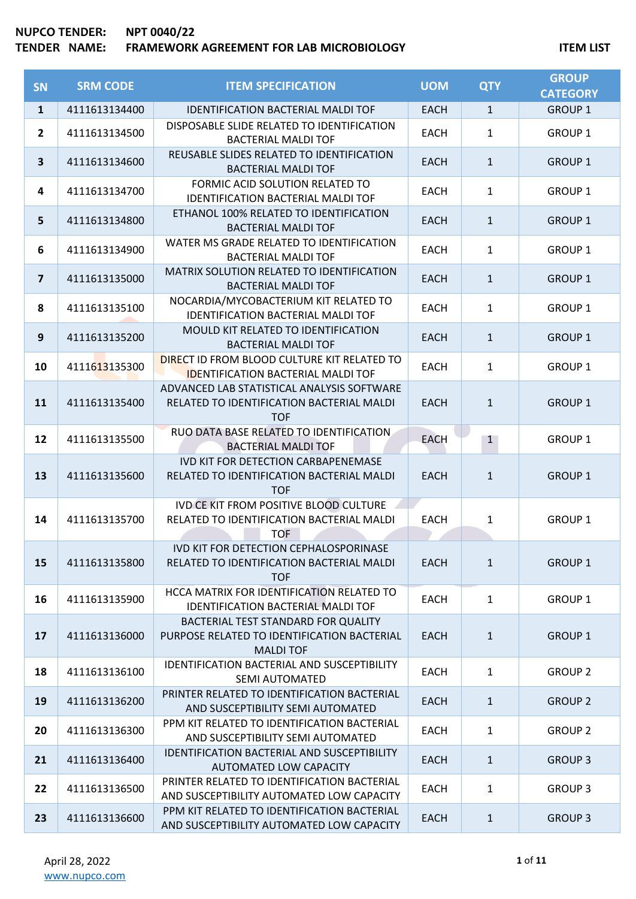**NUPCO TENDER:** **NPT 0040/22**
**TENDER NAME:** **FRAMEWORK AGREEMENT FOR LAB MICROBIOLOGY** **ITEM LIST**

| SN | SRM CODE | ITEM SPECIFICATION | UOM | QTY | GROUP CATEGORY |
|---|---|---|---|---|---|
| 1 | 4111613134400 | IDENTIFICATION BACTERIAL MALDI TOF | EACH | 1 | GROUP 1 |
| 2 | 4111613134500 | DISPOSABLE SLIDE RELATED TO IDENTIFICATION BACTERIAL MALDI TOF | EACH | 1 | GROUP 1 |
| 3 | 4111613134600 | REUSABLE SLIDES RELATED TO IDENTIFICATION BACTERIAL MALDI TOF | EACH | 1 | GROUP 1 |
| 4 | 4111613134700 | FORMIC ACID SOLUTION RELATED TO IDENTIFICATION BACTERIAL MALDI TOF | EACH | 1 | GROUP 1 |
| 5 | 4111613134800 | ETHANOL 100% RELATED TO IDENTIFICATION BACTERIAL MALDI TOF | EACH | 1 | GROUP 1 |
| 6 | 4111613134900 | WATER MS GRADE RELATED TO IDENTIFICATION BACTERIAL MALDI TOF | EACH | 1 | GROUP 1 |
| 7 | 4111613135000 | MATRIX SOLUTION RELATED TO IDENTIFICATION BACTERIAL MALDI TOF | EACH | 1 | GROUP 1 |
| 8 | 4111613135100 | NOCARDIA/MYCOBACTERIUM KIT RELATED TO IDENTIFICATION BACTERIAL MALDI TOF | EACH | 1 | GROUP 1 |
| 9 | 4111613135200 | MOULD KIT RELATED TO IDENTIFICATION BACTERIAL MALDI TOF | EACH | 1 | GROUP 1 |
| 10 | 4111613135300 | DIRECT ID FROM BLOOD CULTURE KIT RELATED TO IDENTIFICATION BACTERIAL MALDI TOF | EACH | 1 | GROUP 1 |
| 11 | 4111613135400 | ADVANCED LAB STATISTICAL ANALYSIS SOFTWARE RELATED TO IDENTIFICATION BACTERIAL MALDI TOF | EACH | 1 | GROUP 1 |
| 12 | 4111613135500 | RUO DATA BASE RELATED TO IDENTIFICATION BACTERIAL MALDI TOF | EACH | 1 | GROUP 1 |
| 13 | 4111613135600 | IVD KIT FOR DETECTION CARBAPENEMASE RELATED TO IDENTIFICATION BACTERIAL MALDI TOF | EACH | 1 | GROUP 1 |
| 14 | 4111613135700 | IVD CE KIT FROM POSITIVE BLOOD CULTURE RELATED TO IDENTIFICATION BACTERIAL MALDI TOF | EACH | 1 | GROUP 1 |
| 15 | 4111613135800 | IVD KIT FOR DETECTION CEPHALOSPORINASE RELATED TO IDENTIFICATION BACTERIAL MALDI TOF | EACH | 1 | GROUP 1 |
| 16 | 4111613135900 | HCCA MATRIX FOR IDENTIFICATION RELATED TO IDENTIFICATION BACTERIAL MALDI TOF | EACH | 1 | GROUP 1 |
| 17 | 4111613136000 | BACTERIAL TEST STANDARD FOR QUALITY PURPOSE RELATED TO IDENTIFICATION BACTERIAL MALDI TOF | EACH | 1 | GROUP 1 |
| 18 | 4111613136100 | IDENTIFICATION BACTERIAL AND SUSCEPTIBILITY SEMI AUTOMATED | EACH | 1 | GROUP 2 |
| 19 | 4111613136200 | PRINTER RELATED TO IDENTIFICATION BACTERIAL AND SUSCEPTIBILITY SEMI AUTOMATED | EACH | 1 | GROUP 2 |
| 20 | 4111613136300 | PPM KIT RELATED TO IDENTIFICATION BACTERIAL AND SUSCEPTIBILITY SEMI AUTOMATED | EACH | 1 | GROUP 2 |
| 21 | 4111613136400 | IDENTIFICATION BACTERIAL AND SUSCEPTIBILITY AUTOMATED LOW CAPACITY | EACH | 1 | GROUP 3 |
| 22 | 4111613136500 | PRINTER RELATED TO IDENTIFICATION BACTERIAL AND SUSCEPTIBILITY AUTOMATED LOW CAPACITY | EACH | 1 | GROUP 3 |
| 23 | 4111613136600 | PPM KIT RELATED TO IDENTIFICATION BACTERIAL AND SUSCEPTIBILITY AUTOMATED LOW CAPACITY | EACH | 1 | GROUP 3 |

April 28, 2022
www.nupco.com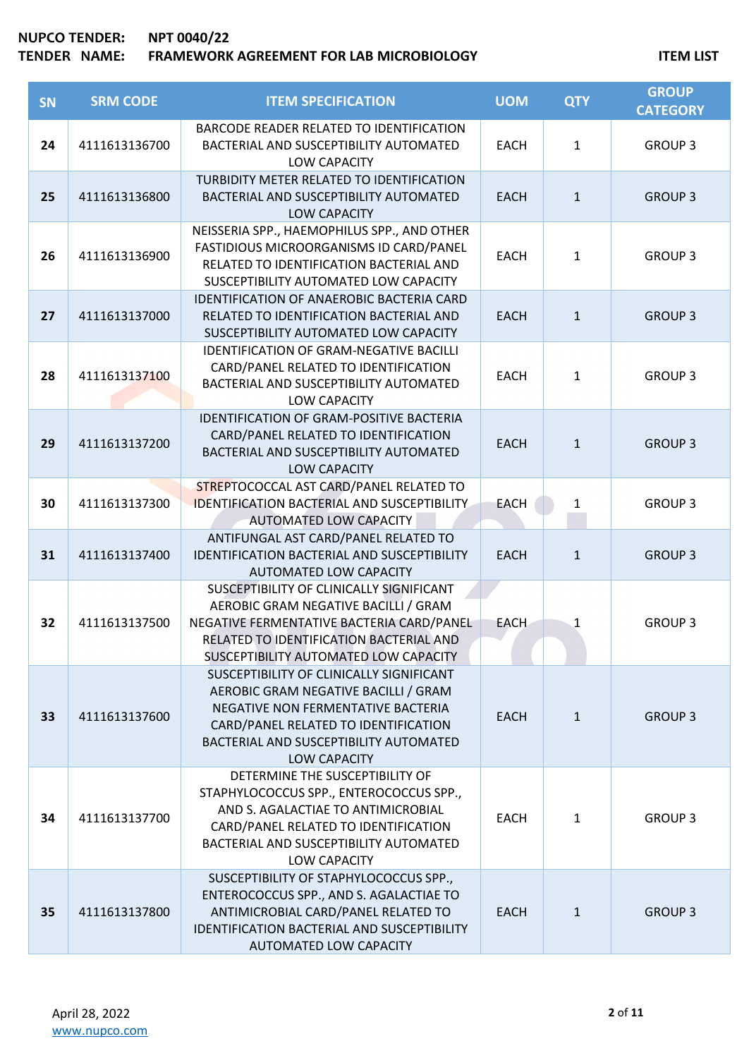**NUPCO TENDER:** NPT 0040/22
**TENDER NAME:** FRAMEWORK AGREEMENT FOR LAB MICROBIOLOGY

**ITEM LIST**

| SN | SRM CODE | ITEM SPECIFICATION | UOM | QTY | GROUP CATEGORY |
|---|---|---|---|---|---|
| 24 | 4111613136700 | BARCODE READER RELATED TO IDENTIFICATION BACTERIAL AND SUSCEPTIBILITY AUTOMATED LOW CAPACITY | EACH | 1 | GROUP 3 |
| 25 | 4111613136800 | TURBIDITY METER RELATED TO IDENTIFICATION BACTERIAL AND SUSCEPTIBILITY AUTOMATED LOW CAPACITY | EACH | 1 | GROUP 3 |
| 26 | 4111613136900 | NEISSERIA SPP., HAEMOPHILUS SPP., AND OTHER FASTIDIOUS MICROORGANISMS ID CARD/PANEL RELATED TO IDENTIFICATION BACTERIAL AND SUSCEPTIBILITY AUTOMATED LOW CAPACITY | EACH | 1 | GROUP 3 |
| 27 | 4111613137000 | IDENTIFICATION OF ANAEROBIC BACTERIA CARD RELATED TO IDENTIFICATION BACTERIAL AND SUSCEPTIBILITY AUTOMATED LOW CAPACITY | EACH | 1 | GROUP 3 |
| 28 | 4111613137100 | IDENTIFICATION OF GRAM-NEGATIVE BACILLI CARD/PANEL RELATED TO IDENTIFICATION BACTERIAL AND SUSCEPTIBILITY AUTOMATED LOW CAPACITY | EACH | 1 | GROUP 3 |
| 29 | 4111613137200 | IDENTIFICATION OF GRAM-POSITIVE BACTERIA CARD/PANEL RELATED TO IDENTIFICATION BACTERIAL AND SUSCEPTIBILITY AUTOMATED LOW CAPACITY | EACH | 1 | GROUP 3 |
| 30 | 4111613137300 | STREPTOCOCCAL AST CARD/PANEL RELATED TO IDENTIFICATION BACTERIAL AND SUSCEPTIBILITY AUTOMATED LOW CAPACITY | EACH | 1 | GROUP 3 |
| 31 | 4111613137400 | ANTIFUNGAL AST CARD/PANEL RELATED TO IDENTIFICATION BACTERIAL AND SUSCEPTIBILITY AUTOMATED LOW CAPACITY | EACH | 1 | GROUP 3 |
| 32 | 4111613137500 | SUSCEPTIBILITY OF CLINICALLY SIGNIFICANT AEROBIC GRAM NEGATIVE BACILLI / GRAM NEGATIVE FERMENTATIVE BACTERIA CARD/PANEL RELATED TO IDENTIFICATION BACTERIAL AND SUSCEPTIBILITY AUTOMATED LOW CAPACITY | EACH | 1 | GROUP 3 |
| 33 | 4111613137600 | SUSCEPTIBILITY OF CLINICALLY SIGNIFICANT AEROBIC GRAM NEGATIVE BACILLI / GRAM NEGATIVE NON FERMENTATIVE BACTERIA CARD/PANEL RELATED TO IDENTIFICATION BACTERIAL AND SUSCEPTIBILITY AUTOMATED LOW CAPACITY | EACH | 1 | GROUP 3 |
| 34 | 4111613137700 | DETERMINE THE SUSCEPTIBILITY OF STAPHYLOCOCCUS SPP., ENTEROCOCCUS SPP., AND S. AGALACTIAE TO ANTIMICROBIAL CARD/PANEL RELATED TO IDENTIFICATION BACTERIAL AND SUSCEPTIBILITY AUTOMATED LOW CAPACITY | EACH | 1 | GROUP 3 |
| 35 | 4111613137800 | SUSCEPTIBILITY OF STAPHYLOCOCCUS SPP., ENTEROCOCCUS SPP., AND S. AGALACTIAE TO ANTIMICROBIAL CARD/PANEL RELATED TO IDENTIFICATION BACTERIAL AND SUSCEPTIBILITY AUTOMATED LOW CAPACITY | EACH | 1 | GROUP 3 |

April 28, 2022
www.nupco.com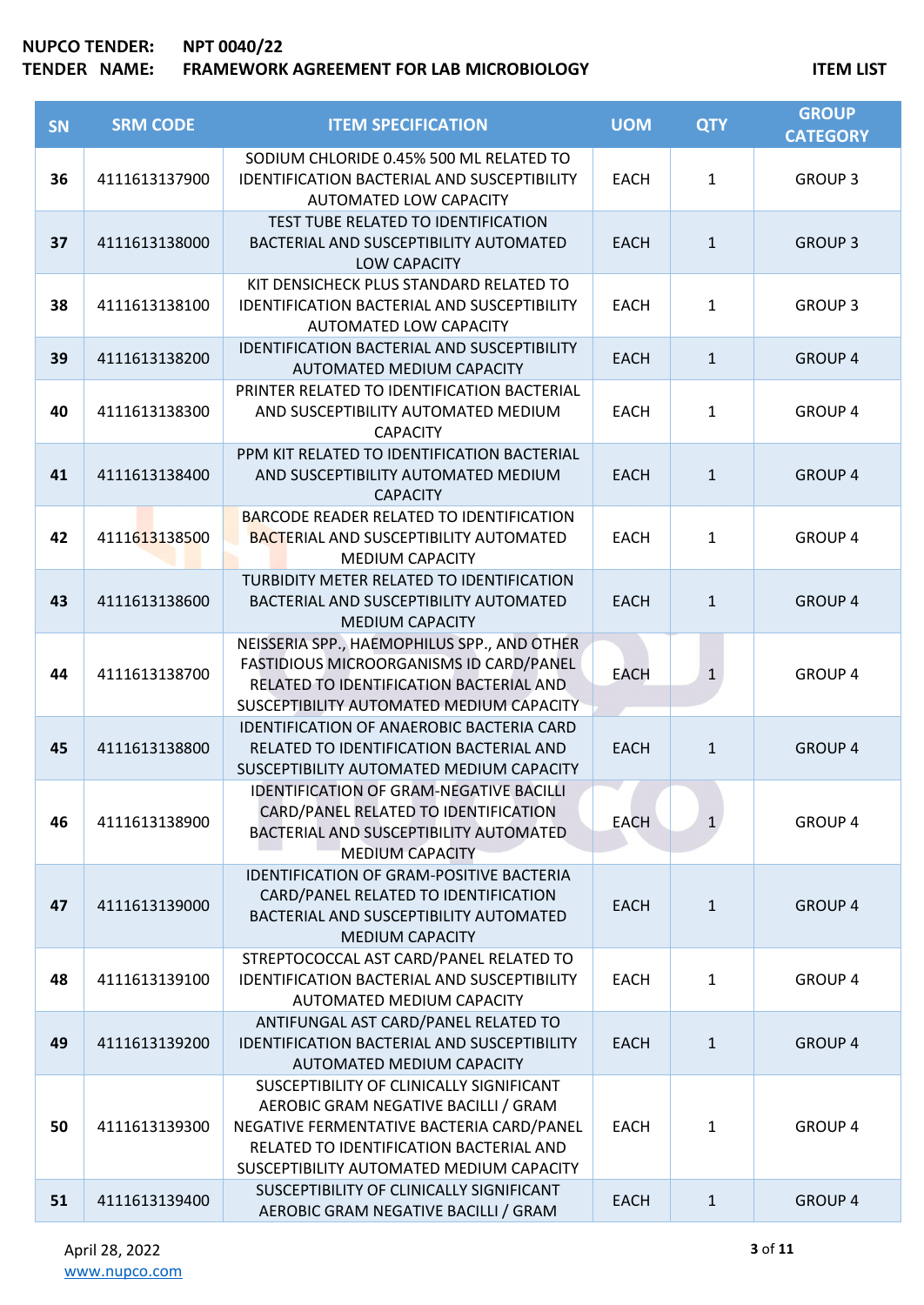**NUPCO TENDER:** NPT 0040/22
**TENDER NAME:** FRAMEWORK AGREEMENT FOR LAB MICROBIOLOGY

**ITEM LIST**

| SN | SRM CODE | ITEM SPECIFICATION | UOM | QTY | GROUP CATEGORY |
|---|---|---|---|---|---|
| 36 | 4111613137900 | SODIUM CHLORIDE 0.45% 500 ML RELATED TO IDENTIFICATION BACTERIAL AND SUSCEPTIBILITY AUTOMATED LOW CAPACITY | EACH | 1 | GROUP 3 |
| 37 | 4111613138000 | TEST TUBE RELATED TO IDENTIFICATION BACTERIAL AND SUSCEPTIBILITY AUTOMATED LOW CAPACITY | EACH | 1 | GROUP 3 |
| 38 | 4111613138100 | KIT DENSICHECK PLUS STANDARD RELATED TO IDENTIFICATION BACTERIAL AND SUSCEPTIBILITY AUTOMATED LOW CAPACITY | EACH | 1 | GROUP 3 |
| 39 | 4111613138200 | IDENTIFICATION BACTERIAL AND SUSCEPTIBILITY AUTOMATED MEDIUM CAPACITY | EACH | 1 | GROUP 4 |
| 40 | 4111613138300 | PRINTER RELATED TO IDENTIFICATION BACTERIAL AND SUSCEPTIBILITY AUTOMATED MEDIUM CAPACITY | EACH | 1 | GROUP 4 |
| 41 | 4111613138400 | PPM KIT RELATED TO IDENTIFICATION BACTERIAL AND SUSCEPTIBILITY AUTOMATED MEDIUM CAPACITY | EACH | 1 | GROUP 4 |
| 42 | 4111613138500 | BARCODE READER RELATED TO IDENTIFICATION BACTERIAL AND SUSCEPTIBILITY AUTOMATED MEDIUM CAPACITY | EACH | 1 | GROUP 4 |
| 43 | 4111613138600 | TURBIDITY METER RELATED TO IDENTIFICATION BACTERIAL AND SUSCEPTIBILITY AUTOMATED MEDIUM CAPACITY | EACH | 1 | GROUP 4 |
| 44 | 4111613138700 | NEISSERIA SPP., HAEMOPHILUS SPP., AND OTHER FASTIDIOUS MICROORGANISMS ID CARD/PANEL RELATED TO IDENTIFICATION BACTERIAL AND SUSCEPTIBILITY AUTOMATED MEDIUM CAPACITY | EACH | 1 | GROUP 4 |
| 45 | 4111613138800 | IDENTIFICATION OF ANAEROBIC BACTERIA CARD RELATED TO IDENTIFICATION BACTERIAL AND SUSCEPTIBILITY AUTOMATED MEDIUM CAPACITY | EACH | 1 | GROUP 4 |
| 46 | 4111613138900 | IDENTIFICATION OF GRAM-NEGATIVE BACILLI CARD/PANEL RELATED TO IDENTIFICATION BACTERIAL AND SUSCEPTIBILITY AUTOMATED MEDIUM CAPACITY | EACH | 1 | GROUP 4 |
| 47 | 4111613139000 | IDENTIFICATION OF GRAM-POSITIVE BACTERIA CARD/PANEL RELATED TO IDENTIFICATION BACTERIAL AND SUSCEPTIBILITY AUTOMATED MEDIUM CAPACITY | EACH | 1 | GROUP 4 |
| 48 | 4111613139100 | STREPTOCOCCAL AST CARD/PANEL RELATED TO IDENTIFICATION BACTERIAL AND SUSCEPTIBILITY AUTOMATED MEDIUM CAPACITY | EACH | 1 | GROUP 4 |
| 49 | 4111613139200 | ANTIFUNGAL AST CARD/PANEL RELATED TO IDENTIFICATION BACTERIAL AND SUSCEPTIBILITY AUTOMATED MEDIUM CAPACITY | EACH | 1 | GROUP 4 |
| 50 | 4111613139300 | SUSCEPTIBILITY OF CLINICALLY SIGNIFICANT AEROBIC GRAM NEGATIVE BACILLI / GRAM NEGATIVE FERMENTATIVE BACTERIA CARD/PANEL RELATED TO IDENTIFICATION BACTERIAL AND SUSCEPTIBILITY AUTOMATED MEDIUM CAPACITY | EACH | 1 | GROUP 4 |
| 51 | 4111613139400 | SUSCEPTIBILITY OF CLINICALLY SIGNIFICANT AEROBIC GRAM NEGATIVE BACILLI / GRAM | EACH | 1 | GROUP 4 |

April 28, 2022
www.nupco.com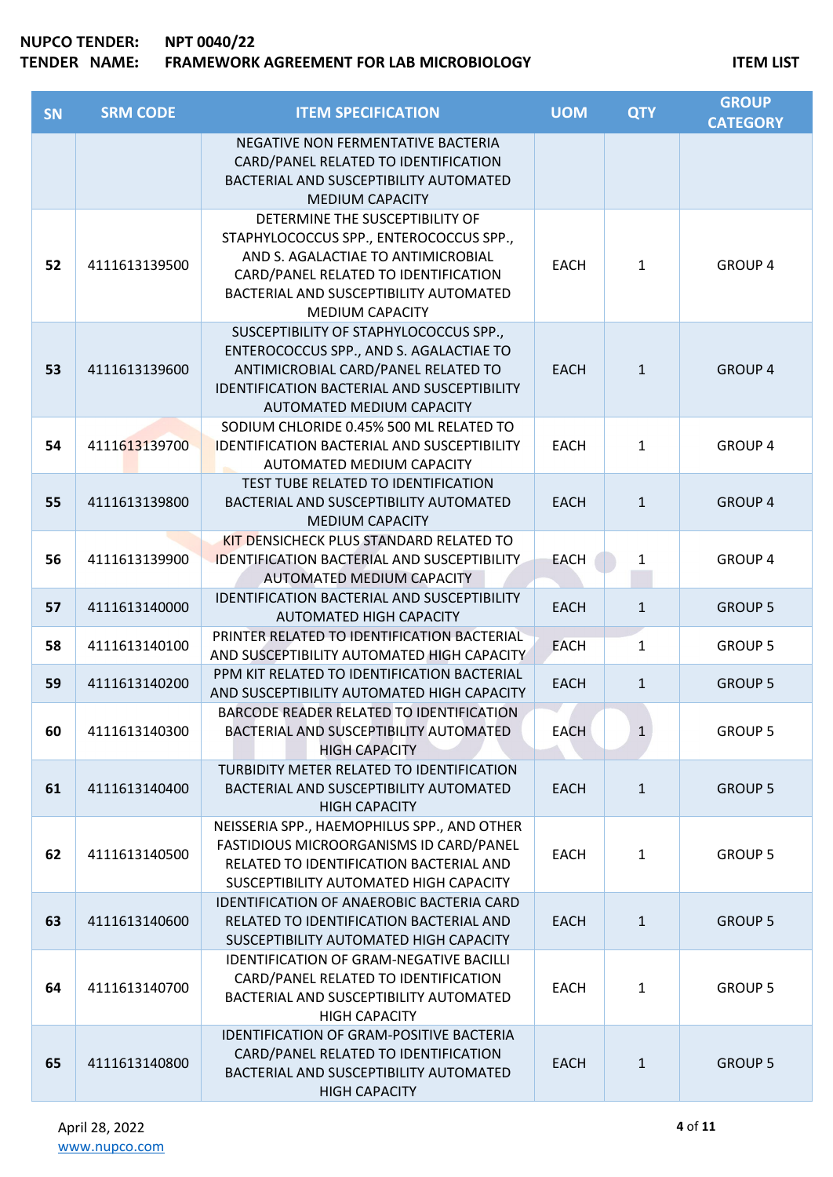NUPCO TENDER: NPT 0040/22
TENDER NAME: FRAMEWORK AGREEMENT FOR LAB MICROBIOLOGY

ITEM LIST

| SN | SRM CODE | ITEM SPECIFICATION | UOM | QTY | GROUP CATEGORY |
|---|---|---|---|---|---|
| | | NEGATIVE NON FERMENTATIVE BACTERIA CARD/PANEL RELATED TO IDENTIFICATION BACTERIAL AND SUSCEPTIBILITY AUTOMATED MEDIUM CAPACITY | | | |
| 52 | 4111613139500 | DETERMINE THE SUSCEPTIBILITY OF STAPHYLOCOCCUS SPP., ENTEROCOCCUS SPP., AND S. AGALACTIAE TO ANTIMICROBIAL CARD/PANEL RELATED TO IDENTIFICATION BACTERIAL AND SUSCEPTIBILITY AUTOMATED MEDIUM CAPACITY | EACH | 1 | GROUP 4 |
| 53 | 4111613139600 | SUSCEPTIBILITY OF STAPHYLOCOCCUS SPP., ENTEROCOCCUS SPP., AND S. AGALACTIAE TO ANTIMICROBIAL CARD/PANEL RELATED TO IDENTIFICATION BACTERIAL AND SUSCEPTIBILITY AUTOMATED MEDIUM CAPACITY | EACH | 1 | GROUP 4 |
| 54 | 4111613139700 | SODIUM CHLORIDE 0.45% 500 ML RELATED TO IDENTIFICATION BACTERIAL AND SUSCEPTIBILITY AUTOMATED MEDIUM CAPACITY | EACH | 1 | GROUP 4 |
| 55 | 4111613139800 | TEST TUBE RELATED TO IDENTIFICATION BACTERIAL AND SUSCEPTIBILITY AUTOMATED MEDIUM CAPACITY | EACH | 1 | GROUP 4 |
| 56 | 4111613139900 | KIT DENSICHECK PLUS STANDARD RELATED TO IDENTIFICATION BACTERIAL AND SUSCEPTIBILITY AUTOMATED MEDIUM CAPACITY | EACH | 1 | GROUP 4 |
| 57 | 4111613140000 | IDENTIFICATION BACTERIAL AND SUSCEPTIBILITY AUTOMATED HIGH CAPACITY | EACH | 1 | GROUP 5 |
| 58 | 4111613140100 | PRINTER RELATED TO IDENTIFICATION BACTERIAL AND SUSCEPTIBILITY AUTOMATED HIGH CAPACITY | EACH | 1 | GROUP 5 |
| 59 | 4111613140200 | PPM KIT RELATED TO IDENTIFICATION BACTERIAL AND SUSCEPTIBILITY AUTOMATED HIGH CAPACITY | EACH | 1 | GROUP 5 |
| 60 | 4111613140300 | BARCODE READER RELATED TO IDENTIFICATION BACTERIAL AND SUSCEPTIBILITY AUTOMATED HIGH CAPACITY | EACH | 1 | GROUP 5 |
| 61 | 4111613140400 | TURBIDITY METER RELATED TO IDENTIFICATION BACTERIAL AND SUSCEPTIBILITY AUTOMATED HIGH CAPACITY | EACH | 1 | GROUP 5 |
| 62 | 4111613140500 | NEISSERIA SPP., HAEMOPHILUS SPP., AND OTHER FASTIDIOUS MICROORGANISMS ID CARD/PANEL RELATED TO IDENTIFICATION BACTERIAL AND SUSCEPTIBILITY AUTOMATED HIGH CAPACITY | EACH | 1 | GROUP 5 |
| 63 | 4111613140600 | IDENTIFICATION OF ANAEROBIC BACTERIA CARD RELATED TO IDENTIFICATION BACTERIAL AND SUSCEPTIBILITY AUTOMATED HIGH CAPACITY | EACH | 1 | GROUP 5 |
| 64 | 4111613140700 | IDENTIFICATION OF GRAM-NEGATIVE BACILLI CARD/PANEL RELATED TO IDENTIFICATION BACTERIAL AND SUSCEPTIBILITY AUTOMATED HIGH CAPACITY | EACH | 1 | GROUP 5 |
| 65 | 4111613140800 | IDENTIFICATION OF GRAM-POSITIVE BACTERIA CARD/PANEL RELATED TO IDENTIFICATION BACTERIAL AND SUSCEPTIBILITY AUTOMATED HIGH CAPACITY | EACH | 1 | GROUP 5 |

April 28, 2022
www.nupco.com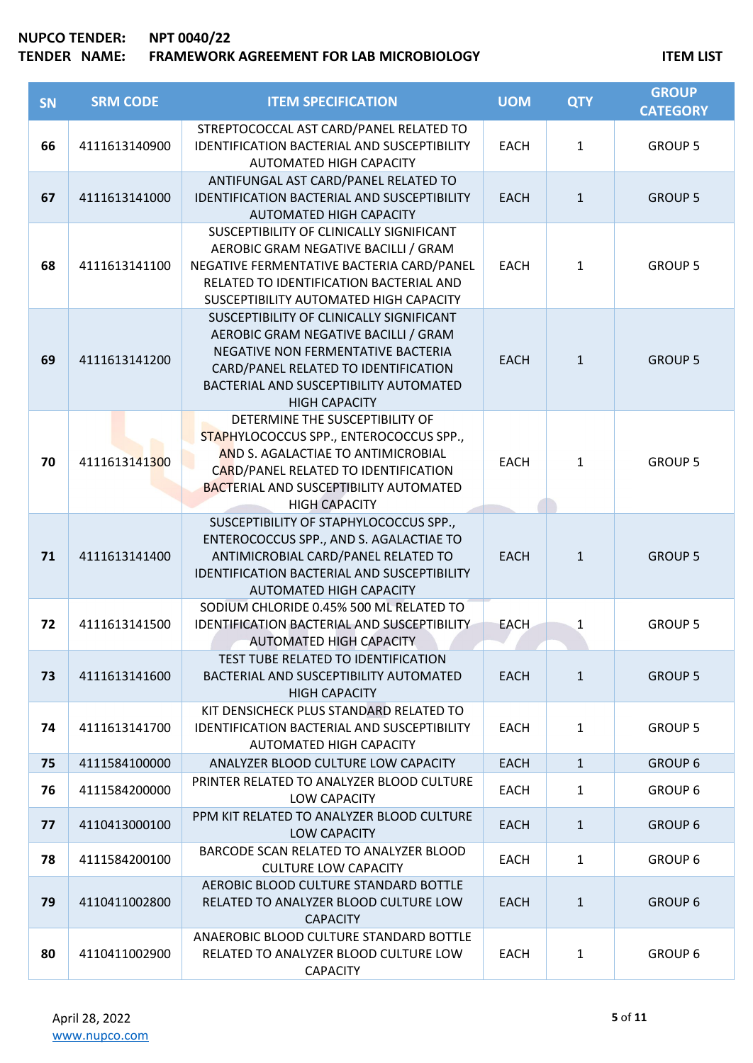| SN | SRM CODE | ITEM SPECIFICATION | UOM | QTY | GROUP CATEGORY |
|---|---|---|---|---|---|
| 66 | 4111613140900 | STREPTOCOCCAL AST CARD/PANEL RELATED TO IDENTIFICATION BACTERIAL AND SUSCEPTIBILITY AUTOMATED HIGH CAPACITY | EACH | 1 | GROUP 5 |
| 67 | 4111613141000 | ANTIFUNGAL AST CARD/PANEL RELATED TO IDENTIFICATION BACTERIAL AND SUSCEPTIBILITY AUTOMATED HIGH CAPACITY | EACH | 1 | GROUP 5 |
| 68 | 4111613141100 | SUSCEPTIBILITY OF CLINICALLY SIGNIFICANT AEROBIC GRAM NEGATIVE BACILLI / GRAM NEGATIVE FERMENTATIVE BACTERIA CARD/PANEL RELATED TO IDENTIFICATION BACTERIAL AND SUSCEPTIBILITY AUTOMATED HIGH CAPACITY | EACH | 1 | GROUP 5 |
| 69 | 4111613141200 | SUSCEPTIBILITY OF CLINICALLY SIGNIFICANT AEROBIC GRAM NEGATIVE BACILLI / GRAM NEGATIVE NON FERMENTATIVE BACTERIA CARD/PANEL RELATED TO IDENTIFICATION BACTERIAL AND SUSCEPTIBILITY AUTOMATED HIGH CAPACITY | EACH | 1 | GROUP 5 |
| 70 | 4111613141300 | DETERMINE THE SUSCEPTIBILITY OF STAPHYLOCOCCUS SPP., ENTEROCOCCUS SPP., AND S. AGALACTIAE TO ANTIMICROBIAL CARD/PANEL RELATED TO IDENTIFICATION BACTERIAL AND SUSCEPTIBILITY AUTOMATED HIGH CAPACITY | EACH | 1 | GROUP 5 |
| 71 | 4111613141400 | SUSCEPTIBILITY OF STAPHYLOCOCCUS SPP., ENTEROCOCCUS SPP., AND S. AGALACTIAE TO ANTIMICROBIAL CARD/PANEL RELATED TO IDENTIFICATION BACTERIAL AND SUSCEPTIBILITY AUTOMATED HIGH CAPACITY | EACH | 1 | GROUP 5 |
| 72 | 4111613141500 | SODIUM CHLORIDE 0.45% 500 ML RELATED TO IDENTIFICATION BACTERIAL AND SUSCEPTIBILITY AUTOMATED HIGH CAPACITY | EACH | 1 | GROUP 5 |
| 73 | 4111613141600 | TEST TUBE RELATED TO IDENTIFICATION BACTERIAL AND SUSCEPTIBILITY AUTOMATED HIGH CAPACITY | EACH | 1 | GROUP 5 |
| 74 | 4111613141700 | KIT DENSICHECK PLUS STANDARD RELATED TO IDENTIFICATION BACTERIAL AND SUSCEPTIBILITY AUTOMATED HIGH CAPACITY | EACH | 1 | GROUP 5 |
| 75 | 4111584100000 | ANALYZER BLOOD CULTURE LOW CAPACITY | EACH | 1 | GROUP 6 |
| 76 | 4111584200000 | PRINTER RELATED TO ANALYZER BLOOD CULTURE LOW CAPACITY | EACH | 1 | GROUP 6 |
| 77 | 4110413000100 | PPM KIT RELATED TO ANALYZER BLOOD CULTURE LOW CAPACITY | EACH | 1 | GROUP 6 |
| 78 | 4111584200100 | BARCODE SCAN RELATED TO ANALYZER BLOOD CULTURE LOW CAPACITY | EACH | 1 | GROUP 6 |
| 79 | 4110411002800 | AEROBIC BLOOD CULTURE STANDARD BOTTLE RELATED TO ANALYZER BLOOD CULTURE LOW CAPACITY | EACH | 1 | GROUP 6 |
| 80 | 4110411002900 | ANAEROBIC BLOOD CULTURE STANDARD BOTTLE RELATED TO ANALYZER BLOOD CULTURE LOW CAPACITY | EACH | 1 | GROUP 6 |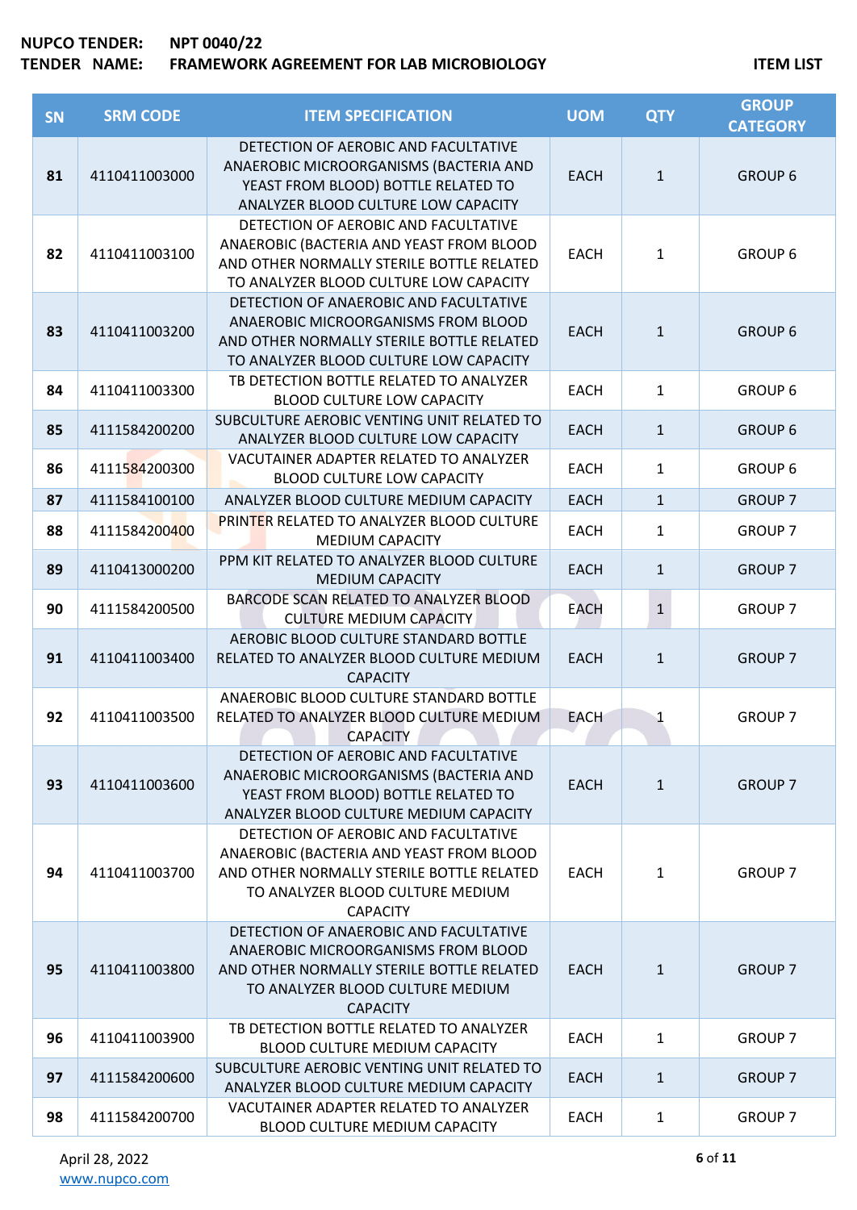**NUPCO TENDER:** NPT 0040/22
**TENDER NAME:** FRAMEWORK AGREEMENT FOR LAB MICROBIOLOGY

**ITEM LIST**

| SN | SRM CODE | ITEM SPECIFICATION | UOM | QTY | GROUP CATEGORY |
|---|---|---|---|---|---|
| 81 | 4110411003000 | DETECTION OF AEROBIC AND FACULTATIVE ANAEROBIC MICROORGANISMS (BACTERIA AND YEAST FROM BLOOD) BOTTLE RELATED TO ANALYZER BLOOD CULTURE LOW CAPACITY | EACH | 1 | GROUP 6 |
| 82 | 4110411003100 | DETECTION OF AEROBIC AND FACULTATIVE ANAEROBIC (BACTERIA AND YEAST FROM BLOOD AND OTHER NORMALLY STERILE BOTTLE RELATED TO ANALYZER BLOOD CULTURE LOW CAPACITY | EACH | 1 | GROUP 6 |
| 83 | 4110411003200 | DETECTION OF ANAEROBIC AND FACULTATIVE ANAEROBIC MICROORGANISMS FROM BLOOD AND OTHER NORMALLY STERILE BOTTLE RELATED TO ANALYZER BLOOD CULTURE LOW CAPACITY | EACH | 1 | GROUP 6 |
| 84 | 4110411003300 | TB DETECTION BOTTLE RELATED TO ANALYZER BLOOD CULTURE LOW CAPACITY | EACH | 1 | GROUP 6 |
| 85 | 4111584200200 | SUBCULTURE AEROBIC VENTING UNIT RELATED TO ANALYZER BLOOD CULTURE LOW CAPACITY | EACH | 1 | GROUP 6 |
| 86 | 4111584200300 | VACUTAINER ADAPTER RELATED TO ANALYZER BLOOD CULTURE LOW CAPACITY | EACH | 1 | GROUP 6 |
| 87 | 4111584100100 | ANALYZER BLOOD CULTURE MEDIUM CAPACITY | EACH | 1 | GROUP 7 |
| 88 | 4111584200400 | PRINTER RELATED TO ANALYZER BLOOD CULTURE MEDIUM CAPACITY | EACH | 1 | GROUP 7 |
| 89 | 4110413000200 | PPM KIT RELATED TO ANALYZER BLOOD CULTURE MEDIUM CAPACITY | EACH | 1 | GROUP 7 |
| 90 | 4111584200500 | BARCODE SCAN RELATED TO ANALYZER BLOOD CULTURE MEDIUM CAPACITY | EACH | 1 | GROUP 7 |
| 91 | 4110411003400 | AEROBIC BLOOD CULTURE STANDARD BOTTLE RELATED TO ANALYZER BLOOD CULTURE MEDIUM CAPACITY | EACH | 1 | GROUP 7 |
| 92 | 4110411003500 | ANAEROBIC BLOOD CULTURE STANDARD BOTTLE RELATED TO ANALYZER BLOOD CULTURE MEDIUM CAPACITY | EACH | 1 | GROUP 7 |
| 93 | 4110411003600 | DETECTION OF AEROBIC AND FACULTATIVE ANAEROBIC MICROORGANISMS (BACTERIA AND YEAST FROM BLOOD) BOTTLE RELATED TO ANALYZER BLOOD CULTURE MEDIUM CAPACITY | EACH | 1 | GROUP 7 |
| 94 | 4110411003700 | DETECTION OF AEROBIC AND FACULTATIVE ANAEROBIC (BACTERIA AND YEAST FROM BLOOD AND OTHER NORMALLY STERILE BOTTLE RELATED TO ANALYZER BLOOD CULTURE MEDIUM CAPACITY | EACH | 1 | GROUP 7 |
| 95 | 4110411003800 | DETECTION OF ANAEROBIC AND FACULTATIVE ANAEROBIC MICROORGANISMS FROM BLOOD AND OTHER NORMALLY STERILE BOTTLE RELATED TO ANALYZER BLOOD CULTURE MEDIUM CAPACITY | EACH | 1 | GROUP 7 |
| 96 | 4110411003900 | TB DETECTION BOTTLE RELATED TO ANALYZER BLOOD CULTURE MEDIUM CAPACITY | EACH | 1 | GROUP 7 |
| 97 | 4111584200600 | SUBCULTURE AEROBIC VENTING UNIT RELATED TO ANALYZER BLOOD CULTURE MEDIUM CAPACITY | EACH | 1 | GROUP 7 |
| 98 | 4111584200700 | VACUTAINER ADAPTER RELATED TO ANALYZER BLOOD CULTURE MEDIUM CAPACITY | EACH | 1 | GROUP 7 |

April 28, 2022
www.nupco.com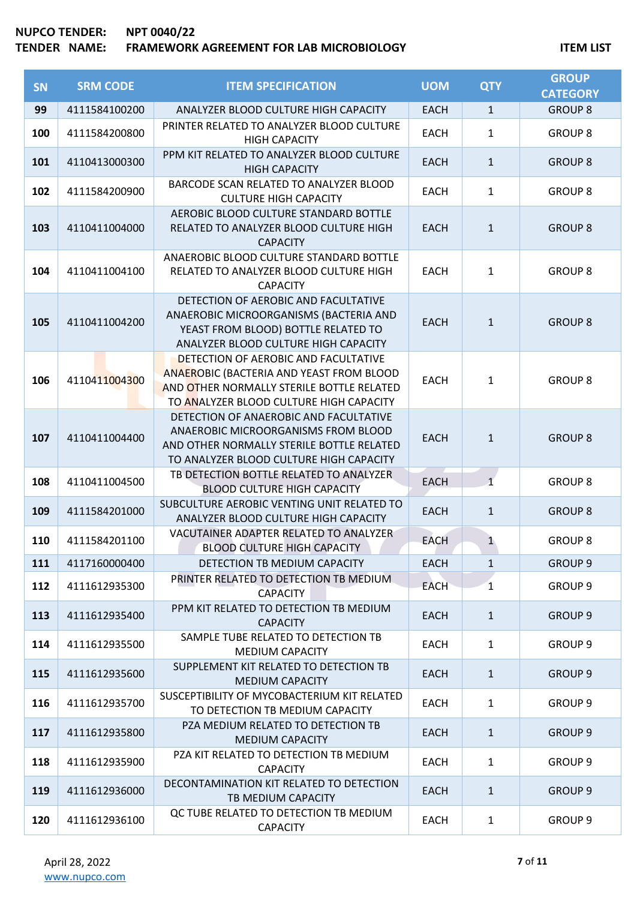**NUPCO TENDER:** NPT 0040/22
**TENDER NAME:** FRAMEWORK AGREEMENT FOR LAB MICROBIOLOGY

**ITEM LIST**

| SN | SRM CODE | ITEM SPECIFICATION | UOM | QTY | GROUP CATEGORY |
|---|---|---|---|---|---|
| 99 | 4111584100200 | ANALYZER BLOOD CULTURE HIGH CAPACITY | EACH | 1 | GROUP 8 |
| 100 | 4111584200800 | PRINTER RELATED TO ANALYZER BLOOD CULTURE HIGH CAPACITY | EACH | 1 | GROUP 8 |
| 101 | 4110413000300 | PPM KIT RELATED TO ANALYZER BLOOD CULTURE HIGH CAPACITY | EACH | 1 | GROUP 8 |
| 102 | 4111584200900 | BARCODE SCAN RELATED TO ANALYZER BLOOD CULTURE HIGH CAPACITY | EACH | 1 | GROUP 8 |
| 103 | 4110411004000 | AEROBIC BLOOD CULTURE STANDARD BOTTLE RELATED TO ANALYZER BLOOD CULTURE HIGH CAPACITY | EACH | 1 | GROUP 8 |
| 104 | 4110411004100 | ANAEROBIC BLOOD CULTURE STANDARD BOTTLE RELATED TO ANALYZER BLOOD CULTURE HIGH CAPACITY | EACH | 1 | GROUP 8 |
| 105 | 4110411004200 | DETECTION OF AEROBIC AND FACULTATIVE ANAEROBIC MICROORGANISMS (BACTERIA AND YEAST FROM BLOOD) BOTTLE RELATED TO ANALYZER BLOOD CULTURE HIGH CAPACITY | EACH | 1 | GROUP 8 |
| 106 | 4110411004300 | DETECTION OF AEROBIC AND FACULTATIVE ANAEROBIC (BACTERIA AND YEAST FROM BLOOD AND OTHER NORMALLY STERILE BOTTLE RELATED TO ANALYZER BLOOD CULTURE HIGH CAPACITY | EACH | 1 | GROUP 8 |
| 107 | 4110411004400 | DETECTION OF ANAEROBIC AND FACULTATIVE ANAEROBIC MICROORGANISMS FROM BLOOD AND OTHER NORMALLY STERILE BOTTLE RELATED TO ANALYZER BLOOD CULTURE HIGH CAPACITY | EACH | 1 | GROUP 8 |
| 108 | 4110411004500 | TB DETECTION BOTTLE RELATED TO ANALYZER BLOOD CULTURE HIGH CAPACITY | EACH | 1 | GROUP 8 |
| 109 | 4111584201000 | SUBCULTURE AEROBIC VENTING UNIT RELATED TO ANALYZER BLOOD CULTURE HIGH CAPACITY | EACH | 1 | GROUP 8 |
| 110 | 4111584201100 | VACUTAINER ADAPTER RELATED TO ANALYZER BLOOD CULTURE HIGH CAPACITY | EACH | 1 | GROUP 8 |
| 111 | 4117160000400 | DETECTION TB MEDIUM CAPACITY | EACH | 1 | GROUP 9 |
| 112 | 4111612935300 | PRINTER RELATED TO DETECTION TB MEDIUM CAPACITY | EACH | 1 | GROUP 9 |
| 113 | 4111612935400 | PPM KIT RELATED TO DETECTION TB MEDIUM CAPACITY | EACH | 1 | GROUP 9 |
| 114 | 4111612935500 | SAMPLE TUBE RELATED TO DETECTION TB MEDIUM CAPACITY | EACH | 1 | GROUP 9 |
| 115 | 4111612935600 | SUPPLEMENT KIT RELATED TO DETECTION TB MEDIUM CAPACITY | EACH | 1 | GROUP 9 |
| 116 | 4111612935700 | SUSCEPTIBILITY OF MYCOBACTERIUM KIT RELATED TO DETECTION TB MEDIUM CAPACITY | EACH | 1 | GROUP 9 |
| 117 | 4111612935800 | PZA MEDIUM RELATED TO DETECTION TB MEDIUM CAPACITY | EACH | 1 | GROUP 9 |
| 118 | 4111612935900 | PZA KIT RELATED TO DETECTION TB MEDIUM CAPACITY | EACH | 1 | GROUP 9 |
| 119 | 4111612936000 | DECONTAMINATION KIT RELATED TO DETECTION TB MEDIUM CAPACITY | EACH | 1 | GROUP 9 |
| 120 | 4111612936100 | QC TUBE RELATED TO DETECTION TB MEDIUM CAPACITY | EACH | 1 | GROUP 9 |

April 28, 2022
www.nupco.com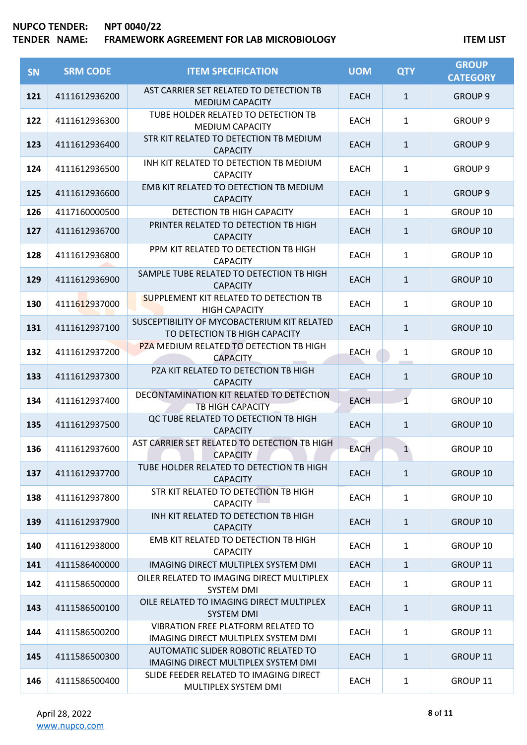**NUPCO TENDER:** NPT 0040/22
**TENDER NAME:** FRAMEWORK AGREEMENT FOR LAB MICROBIOLOGY

**ITEM LIST**

| SN | SRM CODE | ITEM SPECIFICATION | UOM | QTY | GROUP CATEGORY |
|---|---|---|---|---|---|
| 121 | 4111612936200 | AST CARRIER SET RELATED TO DETECTION TB MEDIUM CAPACITY | EACH | 1 | GROUP 9 |
| 122 | 4111612936300 | TUBE HOLDER RELATED TO DETECTION TB MEDIUM CAPACITY | EACH | 1 | GROUP 9 |
| 123 | 4111612936400 | STR KIT RELATED TO DETECTION TB MEDIUM CAPACITY | EACH | 1 | GROUP 9 |
| 124 | 4111612936500 | INH KIT RELATED TO DETECTION TB MEDIUM CAPACITY | EACH | 1 | GROUP 9 |
| 125 | 4111612936600 | EMB KIT RELATED TO DETECTION TB MEDIUM CAPACITY | EACH | 1 | GROUP 9 |
| 126 | 4117160000500 | DETECTION TB HIGH CAPACITY | EACH | 1 | GROUP 10 |
| 127 | 4111612936700 | PRINTER RELATED TO DETECTION TB HIGH CAPACITY | EACH | 1 | GROUP 10 |
| 128 | 4111612936800 | PPM KIT RELATED TO DETECTION TB HIGH CAPACITY | EACH | 1 | GROUP 10 |
| 129 | 4111612936900 | SAMPLE TUBE RELATED TO DETECTION TB HIGH CAPACITY | EACH | 1 | GROUP 10 |
| 130 | 4111612937000 | SUPPLEMENT KIT RELATED TO DETECTION TB HIGH CAPACITY | EACH | 1 | GROUP 10 |
| 131 | 4111612937100 | SUSCEPTIBILITY OF MYCOBACTERIUM KIT RELATED TO DETECTION TB HIGH CAPACITY | EACH | 1 | GROUP 10 |
| 132 | 4111612937200 | PZA MEDIUM RELATED TO DETECTION TB HIGH CAPACITY | EACH | 1 | GROUP 10 |
| 133 | 4111612937300 | PZA KIT RELATED TO DETECTION TB HIGH CAPACITY | EACH | 1 | GROUP 10 |
| 134 | 4111612937400 | DECONTAMINATION KIT RELATED TO DETECTION TB HIGH CAPACITY | EACH | 1 | GROUP 10 |
| 135 | 4111612937500 | QC TUBE RELATED TO DETECTION TB HIGH CAPACITY | EACH | 1 | GROUP 10 |
| 136 | 4111612937600 | AST CARRIER SET RELATED TO DETECTION TB HIGH CAPACITY | EACH | 1 | GROUP 10 |
| 137 | 4111612937700 | TUBE HOLDER RELATED TO DETECTION TB HIGH CAPACITY | EACH | 1 | GROUP 10 |
| 138 | 4111612937800 | STR KIT RELATED TO DETECTION TB HIGH CAPACITY | EACH | 1 | GROUP 10 |
| 139 | 4111612937900 | INH KIT RELATED TO DETECTION TB HIGH CAPACITY | EACH | 1 | GROUP 10 |
| 140 | 4111612938000 | EMB KIT RELATED TO DETECTION TB HIGH CAPACITY | EACH | 1 | GROUP 10 |
| 141 | 4111586400000 | IMAGING DIRECT MULTIPLEX SYSTEM DMI | EACH | 1 | GROUP 11 |
| 142 | 4111586500000 | OILER RELATED TO IMAGING DIRECT MULTIPLEX SYSTEM DMI | EACH | 1 | GROUP 11 |
| 143 | 4111586500100 | OILE RELATED TO IMAGING DIRECT MULTIPLEX SYSTEM DMI | EACH | 1 | GROUP 11 |
| 144 | 4111586500200 | VIBRATION FREE PLATFORM RELATED TO IMAGING DIRECT MULTIPLEX SYSTEM DMI | EACH | 1 | GROUP 11 |
| 145 | 4111586500300 | AUTOMATIC SLIDER ROBOTIC RELATED TO IMAGING DIRECT MULTIPLEX SYSTEM DMI | EACH | 1 | GROUP 11 |
| 146 | 4111586500400 | SLIDE FEEDER RELATED TO IMAGING DIRECT MULTIPLEX SYSTEM DMI | EACH | 1 | GROUP 11 |

April 28, 2022
www.nupco.com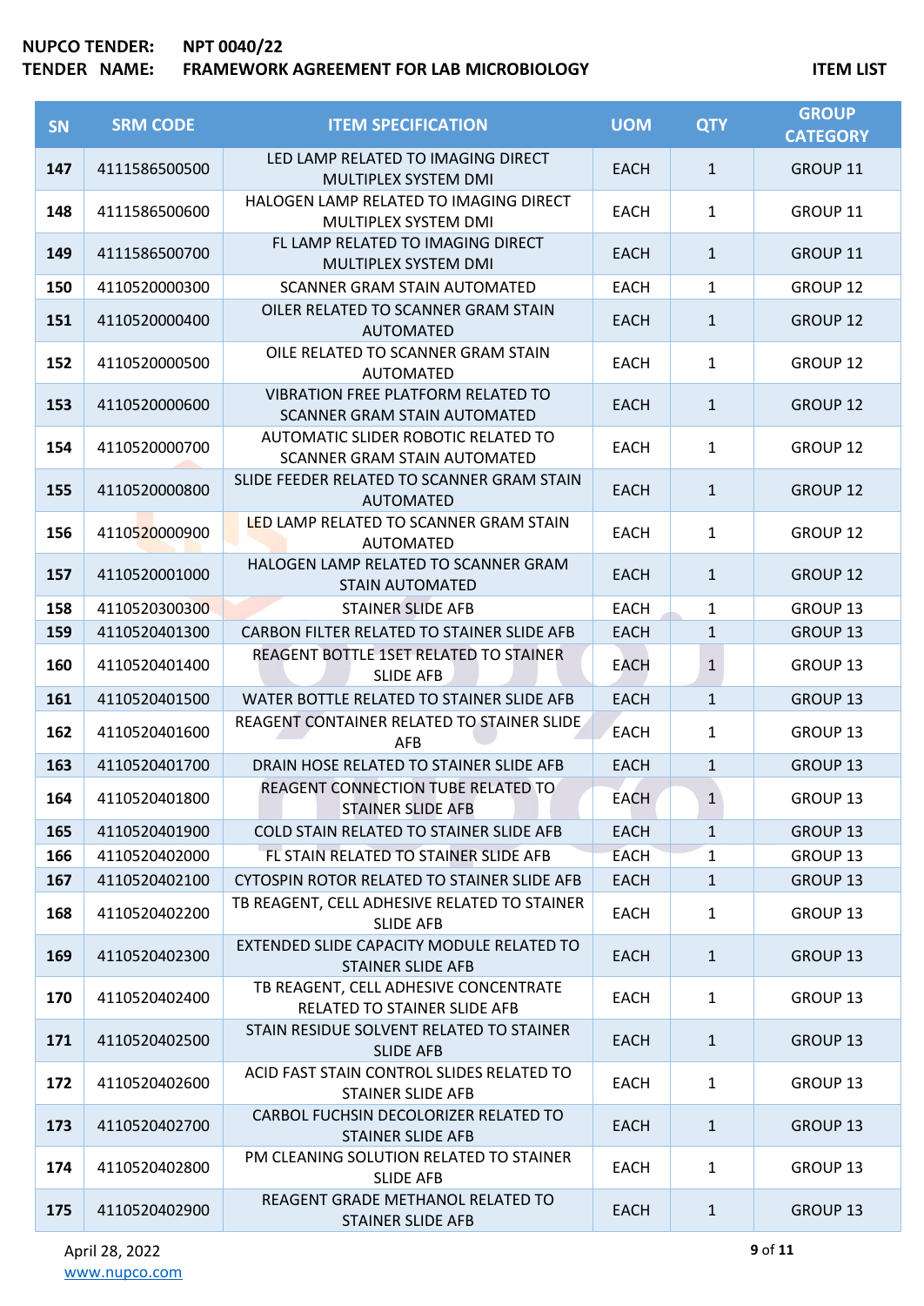**NUPCO TENDER:** NPT 0040/22
**TENDER NAME:** FRAMEWORK AGREEMENT FOR LAB MICROBIOLOGY

**ITEM LIST**

| SN | SRM CODE | ITEM SPECIFICATION | UOM | QTY | GROUP CATEGORY |
|---|---|---|---|---|---|
| 147 | 4111586500500 | LED LAMP RELATED TO IMAGING DIRECT MULTIPLEX SYSTEM DMI | EACH | 1 | GROUP 11 |
| 148 | 4111586500600 | HALOGEN LAMP RELATED TO IMAGING DIRECT MULTIPLEX SYSTEM DMI | EACH | 1 | GROUP 11 |
| 149 | 4111586500700 | FL LAMP RELATED TO IMAGING DIRECT MULTIPLEX SYSTEM DMI | EACH | 1 | GROUP 11 |
| 150 | 4110520000300 | SCANNER GRAM STAIN AUTOMATED | EACH | 1 | GROUP 12 |
| 151 | 4110520000400 | OILER RELATED TO SCANNER GRAM STAIN AUTOMATED | EACH | 1 | GROUP 12 |
| 152 | 4110520000500 | OILE RELATED TO SCANNER GRAM STAIN AUTOMATED | EACH | 1 | GROUP 12 |
| 153 | 4110520000600 | VIBRATION FREE PLATFORM RELATED TO SCANNER GRAM STAIN AUTOMATED | EACH | 1 | GROUP 12 |
| 154 | 4110520000700 | AUTOMATIC SLIDER ROBOTIC RELATED TO SCANNER GRAM STAIN AUTOMATED | EACH | 1 | GROUP 12 |
| 155 | 4110520000800 | SLIDE FEEDER RELATED TO SCANNER GRAM STAIN AUTOMATED | EACH | 1 | GROUP 12 |
| 156 | 4110520000900 | LED LAMP RELATED TO SCANNER GRAM STAIN AUTOMATED | EACH | 1 | GROUP 12 |
| 157 | 4110520001000 | HALOGEN LAMP RELATED TO SCANNER GRAM STAIN AUTOMATED | EACH | 1 | GROUP 12 |
| 158 | 4110520300300 | STAINER SLIDE AFB | EACH | 1 | GROUP 13 |
| 159 | 4110520401300 | CARBON FILTER RELATED TO STAINER SLIDE AFB | EACH | 1 | GROUP 13 |
| 160 | 4110520401400 | REAGENT BOTTLE 1SET RELATED TO STAINER SLIDE AFB | EACH | 1 | GROUP 13 |
| 161 | 4110520401500 | WATER BOTTLE RELATED TO STAINER SLIDE AFB | EACH | 1 | GROUP 13 |
| 162 | 4110520401600 | REAGENT CONTAINER RELATED TO STAINER SLIDE AFB | EACH | 1 | GROUP 13 |
| 163 | 4110520401700 | DRAIN HOSE RELATED TO STAINER SLIDE AFB | EACH | 1 | GROUP 13 |
| 164 | 4110520401800 | REAGENT CONNECTION TUBE RELATED TO STAINER SLIDE AFB | EACH | 1 | GROUP 13 |
| 165 | 4110520401900 | COLD STAIN RELATED TO STAINER SLIDE AFB | EACH | 1 | GROUP 13 |
| 166 | 4110520402000 | FL STAIN RELATED TO STAINER SLIDE AFB | EACH | 1 | GROUP 13 |
| 167 | 4110520402100 | CYTOSPIN ROTOR RELATED TO STAINER SLIDE AFB | EACH | 1 | GROUP 13 |
| 168 | 4110520402200 | TB REAGENT, CELL ADHESIVE RELATED TO STAINER SLIDE AFB | EACH | 1 | GROUP 13 |
| 169 | 4110520402300 | EXTENDED SLIDE CAPACITY MODULE RELATED TO STAINER SLIDE AFB | EACH | 1 | GROUP 13 |
| 170 | 4110520402400 | TB REAGENT, CELL ADHESIVE CONCENTRATE RELATED TO STAINER SLIDE AFB | EACH | 1 | GROUP 13 |
| 171 | 4110520402500 | STAIN RESIDUE SOLVENT RELATED TO STAINER SLIDE AFB | EACH | 1 | GROUP 13 |
| 172 | 4110520402600 | ACID FAST STAIN CONTROL SLIDES RELATED TO STAINER SLIDE AFB | EACH | 1 | GROUP 13 |
| 173 | 4110520402700 | CARBOL FUCHSIN DECOLORIZER RELATED TO STAINER SLIDE AFB | EACH | 1 | GROUP 13 |
| 174 | 4110520402800 | PM CLEANING SOLUTION RELATED TO STAINER SLIDE AFB | EACH | 1 | GROUP 13 |
| 175 | 4110520402900 | REAGENT GRADE METHANOL RELATED TO STAINER SLIDE AFB | EACH | 1 | GROUP 13 |

April 28, 2022
www.nupco.com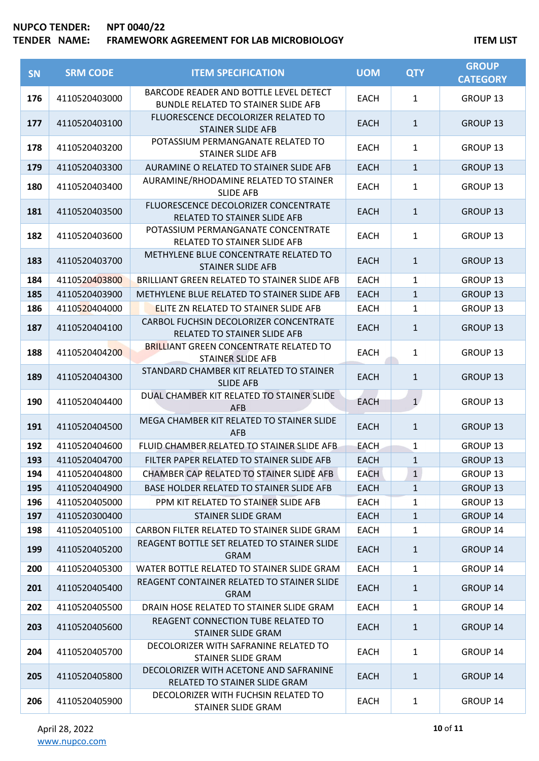**NUPCO TENDER:** NPT 0040/22
**TENDER NAME:** FRAMEWORK AGREEMENT FOR LAB MICROBIOLOGY **ITEM LIST**

| SN | SRM CODE | ITEM SPECIFICATION | UOM | QTY | GROUP CATEGORY |
|---|---|---|---|---|---|
| 176 | 4110520403000 | BARCODE READER AND BOTTLE LEVEL DETECT BUNDLE RELATED TO STAINER SLIDE AFB | EACH | 1 | GROUP 13 |
| 177 | 4110520403100 | FLUORESCENCE DECOLORIZER RELATED TO STAINER SLIDE AFB | EACH | 1 | GROUP 13 |
| 178 | 4110520403200 | POTASSIUM PERMANGANATE RELATED TO STAINER SLIDE AFB | EACH | 1 | GROUP 13 |
| 179 | 4110520403300 | AURAMINE O RELATED TO STAINER SLIDE AFB | EACH | 1 | GROUP 13 |
| 180 | 4110520403400 | AURAMINE/RHODAMINE RELATED TO STAINER SLIDE AFB | EACH | 1 | GROUP 13 |
| 181 | 4110520403500 | FLUORESCENCE DECOLORIZER CONCENTRATE RELATED TO STAINER SLIDE AFB | EACH | 1 | GROUP 13 |
| 182 | 4110520403600 | POTASSIUM PERMANGANATE CONCENTRATE RELATED TO STAINER SLIDE AFB | EACH | 1 | GROUP 13 |
| 183 | 4110520403700 | METHYLENE BLUE CONCENTRATE RELATED TO STAINER SLIDE AFB | EACH | 1 | GROUP 13 |
| 184 | 4110520403800 | BRILLIANT GREEN RELATED TO STAINER SLIDE AFB | EACH | 1 | GROUP 13 |
| 185 | 4110520403900 | METHYLENE BLUE RELATED TO STAINER SLIDE AFB | EACH | 1 | GROUP 13 |
| 186 | 4110520404000 | ELITE ZN RELATED TO STAINER SLIDE AFB | EACH | 1 | GROUP 13 |
| 187 | 4110520404100 | CARBOL FUCHSIN DECOLORIZER CONCENTRATE RELATED TO STAINER SLIDE AFB | EACH | 1 | GROUP 13 |
| 188 | 4110520404200 | BRILLIANT GREEN CONCENTRATE RELATED TO STAINER SLIDE AFB | EACH | 1 | GROUP 13 |
| 189 | 4110520404300 | STANDARD CHAMBER KIT RELATED TO STAINER SLIDE AFB | EACH | 1 | GROUP 13 |
| 190 | 4110520404400 | DUAL CHAMBER KIT RELATED TO STAINER SLIDE AFB | EACH | 1 | GROUP 13 |
| 191 | 4110520404500 | MEGA CHAMBER KIT RELATED TO STAINER SLIDE AFB | EACH | 1 | GROUP 13 |
| 192 | 4110520404600 | FLUID CHAMBER RELATED TO STAINER SLIDE AFB | EACH | 1 | GROUP 13 |
| 193 | 4110520404700 | FILTER PAPER RELATED TO STAINER SLIDE AFB | EACH | 1 | GROUP 13 |
| 194 | 4110520404800 | CHAMBER CAP RELATED TO STAINER SLIDE AFB | EACH | 1 | GROUP 13 |
| 195 | 4110520404900 | BASE HOLDER RELATED TO STAINER SLIDE AFB | EACH | 1 | GROUP 13 |
| 196 | 4110520405000 | PPM KIT RELATED TO STAINER SLIDE AFB | EACH | 1 | GROUP 13 |
| 197 | 4110520300400 | STAINER SLIDE GRAM | EACH | 1 | GROUP 14 |
| 198 | 4110520405100 | CARBON FILTER RELATED TO STAINER SLIDE GRAM | EACH | 1 | GROUP 14 |
| 199 | 4110520405200 | REAGENT BOTTLE SET RELATED TO STAINER SLIDE GRAM | EACH | 1 | GROUP 14 |
| 200 | 4110520405300 | WATER BOTTLE RELATED TO STAINER SLIDE GRAM | EACH | 1 | GROUP 14 |
| 201 | 4110520405400 | REAGENT CONTAINER RELATED TO STAINER SLIDE GRAM | EACH | 1 | GROUP 14 |
| 202 | 4110520405500 | DRAIN HOSE RELATED TO STAINER SLIDE GRAM | EACH | 1 | GROUP 14 |
| 203 | 4110520405600 | REAGENT CONNECTION TUBE RELATED TO STAINER SLIDE GRAM | EACH | 1 | GROUP 14 |
| 204 | 4110520405700 | DECOLORIZER WITH SAFRANINE RELATED TO STAINER SLIDE GRAM | EACH | 1 | GROUP 14 |
| 205 | 4110520405800 | DECOLORIZER WITH ACETONE AND SAFRANINE RELATED TO STAINER SLIDE GRAM | EACH | 1 | GROUP 14 |
| 206 | 4110520405900 | DECOLORIZER WITH FUCHSIN RELATED TO STAINER SLIDE GRAM | EACH | 1 | GROUP 14 |

April 28, 2022
www.nupco.com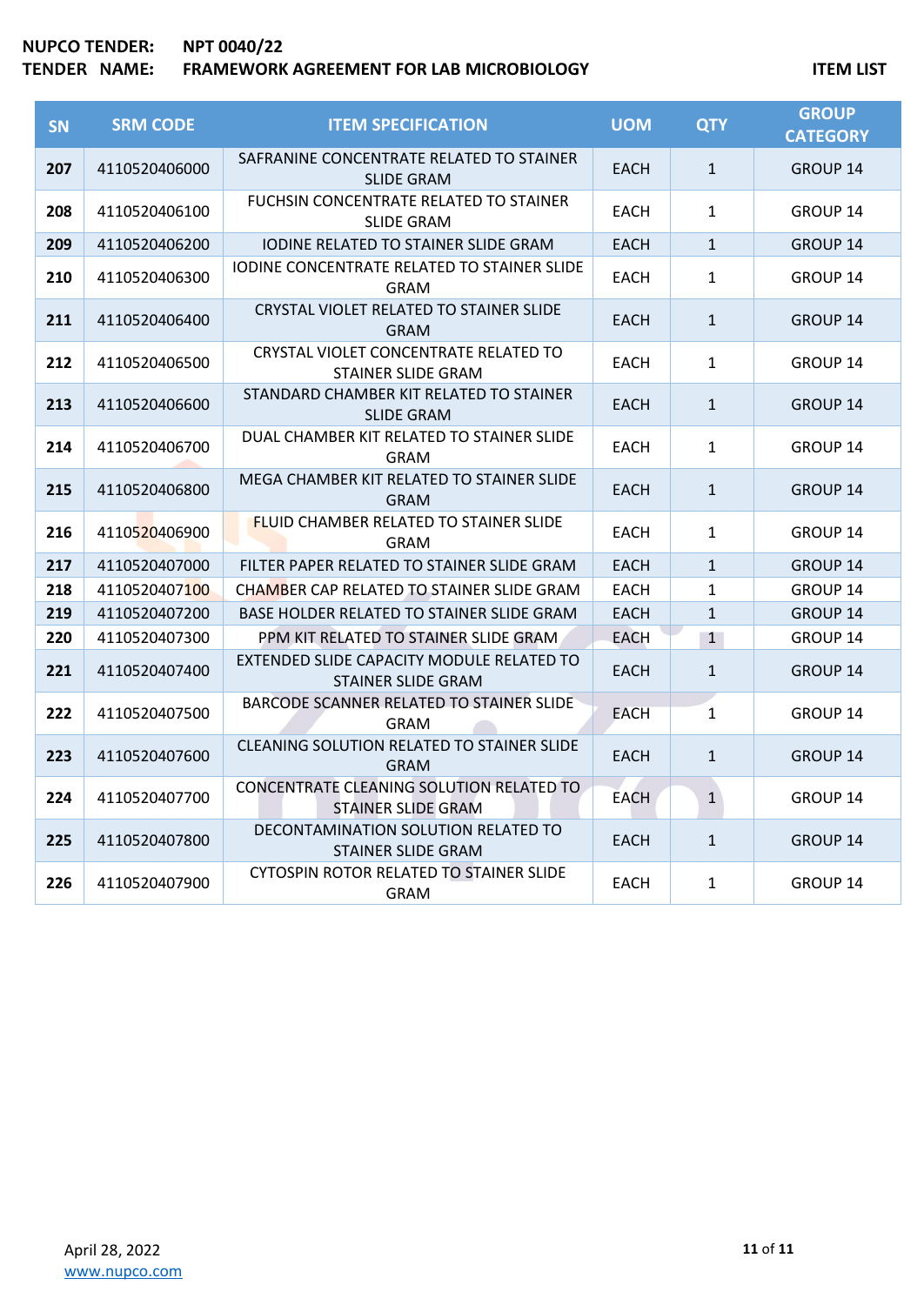| SN | SRM CODE | ITEM SPECIFICATION | UOM | QTY | GROUP CATEGORY |
|---|---|---|---|---|---|
| 207 | 4110520406000 | SAFRANINE CONCENTRATE RELATED TO STAINER SLIDE GRAM | EACH | 1 | GROUP 14 |
| 208 | 4110520406100 | FUCHSIN CONCENTRATE RELATED TO STAINER SLIDE GRAM | EACH | 1 | GROUP 14 |
| 209 | 4110520406200 | IODINE RELATED TO STAINER SLIDE GRAM | EACH | 1 | GROUP 14 |
| 210 | 4110520406300 | IODINE CONCENTRATE RELATED TO STAINER SLIDE GRAM | EACH | 1 | GROUP 14 |
| 211 | 4110520406400 | CRYSTAL VIOLET RELATED TO STAINER SLIDE GRAM | EACH | 1 | GROUP 14 |
| 212 | 4110520406500 | CRYSTAL VIOLET CONCENTRATE RELATED TO STAINER SLIDE GRAM | EACH | 1 | GROUP 14 |
| 213 | 4110520406600 | STANDARD CHAMBER KIT RELATED TO STAINER SLIDE GRAM | EACH | 1 | GROUP 14 |
| 214 | 4110520406700 | DUAL CHAMBER KIT RELATED TO STAINER SLIDE GRAM | EACH | 1 | GROUP 14 |
| 215 | 4110520406800 | MEGA CHAMBER KIT RELATED TO STAINER SLIDE GRAM | EACH | 1 | GROUP 14 |
| 216 | 4110520406900 | FLUID CHAMBER RELATED TO STAINER SLIDE GRAM | EACH | 1 | GROUP 14 |
| 217 | 4110520407000 | FILTER PAPER RELATED TO STAINER SLIDE GRAM | EACH | 1 | GROUP 14 |
| 218 | 4110520407100 | CHAMBER CAP RELATED TO STAINER SLIDE GRAM | EACH | 1 | GROUP 14 |
| 219 | 4110520407200 | BASE HOLDER RELATED TO STAINER SLIDE GRAM | EACH | 1 | GROUP 14 |
| 220 | 4110520407300 | PPM KIT RELATED TO STAINER SLIDE GRAM | EACH | 1 | GROUP 14 |
| 221 | 4110520407400 | EXTENDED SLIDE CAPACITY MODULE RELATED TO STAINER SLIDE GRAM | EACH | 1 | GROUP 14 |
| 222 | 4110520407500 | BARCODE SCANNER RELATED TO STAINER SLIDE GRAM | EACH | 1 | GROUP 14 |
| 223 | 4110520407600 | CLEANING SOLUTION RELATED TO STAINER SLIDE GRAM | EACH | 1 | GROUP 14 |
| 224 | 4110520407700 | CONCENTRATE CLEANING SOLUTION RELATED TO STAINER SLIDE GRAM | EACH | 1 | GROUP 14 |
| 225 | 4110520407800 | DECONTAMINATION SOLUTION RELATED TO STAINER SLIDE GRAM | EACH | 1 | GROUP 14 |
| 226 | 4110520407900 | CYTOSPIN ROTOR RELATED TO STAINER SLIDE GRAM | EACH | 1 | GROUP 14 |